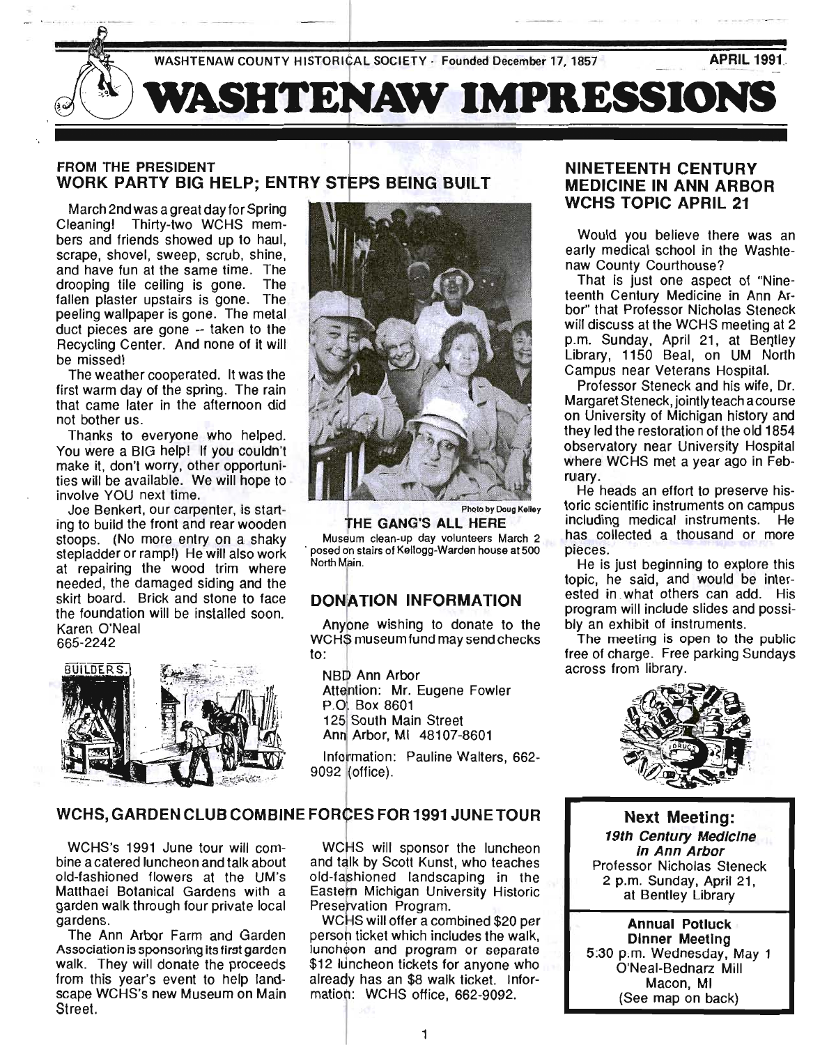WASHTENAW COUNTY HISTORICAL SOCIETY · Founded December 17, 1857 APRIL 1991

# WASHTENAW IMPRESSIONS

## FROM THE PRESIDENT
## WORK PARTY BIG HELP; ENTRY STEPS BEING BUILT

March 2nd was a great day for Spring Cleaning! Thirty-two WCHS members and friends showed up to haul, scrape, shovel, sweep, scrub, shine, and have fun at the same time. The drooping tile ceiling is gone. The fallen plaster upstairs is gone. The peeling wallpaper is gone. The metal duct pieces are gone -- taken to the Recycling Center. And none of it will be missed!

The weather cooperated. It was the first warm day of the spring. The rain that came later in the afternoon did not bother us.

Thanks to everyone who helped. You were a BIG help! If you couldn't make it, don't worry, other opportunities will be available. We will hope to involve YOU next time.

Joe Benkert, our carpenter, is starting to build the front and rear wooden stoops. (No more entry on a shaky stepladder or ramp!) He will also work at repairing the wood trim where needed, the damaged siding and the skirt board. Brick and stone to face the foundation will be installed soon.

Karen O'Neal
665-2242

Photo by Doug Kelley

**THE GANG'S ALL HERE**

Museum clean-up day volunteers March 2 posed on stairs of Kellogg-Warden house at 500 North Main.

## DONATION INFORMATION

Anyone wishing to donate to the WCHS museum fund may send checks to:

NBD Ann Arbor
Attention: Mr. Eugene Fowler
P.O. Box 8601
125 South Main Street
Ann Arbor, MI 48107-8601

Information: Pauline Walters, 662-9092 (office).

## NINETEENTH CENTURY MEDICINE IN ANN ARBOR WCHS TOPIC APRIL 21

Would you believe there was an early medical school in the Washtenaw County Courthouse?

That is just one aspect of "Nineteenth Century Medicine in Ann Arbor" that Professor Nicholas Steneck will discuss at the WCHS meeting at 2 p.m. Sunday, April 21, at Bentley Library, 1150 Beal, on UM North Campus near Veterans Hospital.

Professor Steneck and his wife, Dr. Margaret Steneck, jointly teach a course on University of Michigan history and they led the restoration of the old 1854 observatory near University Hospital where WCHS met a year ago in February.

He heads an effort to preserve historic scientific instruments on campus including medical instruments. He has collected a thousand or more pieces.

He is just beginning to explore this topic, he said, and would be interested in what others can add. His program will include slides and possibly an exhibit of instruments.

The meeting is open to the public free of charge. Free parking Sundays across from library.

## WCHS, GARDEN CLUB COMBINE FORCES FOR 1991 JUNE TOUR

WCHS's 1991 June tour will combine a catered luncheon and talk about old-fashioned flowers at the UM's Matthaei Botanical Gardens with a garden walk through four private local gardens.

The Ann Arbor Farm and Garden Association is sponsoring its first garden walk. They will donate the proceeds from this year's event to help landscape WCHS's new Museum on Main Street.

WCHS will sponsor the luncheon and talk by Scott Kunst, who teaches old-fashioned landscaping in the Eastern Michigan University Historic Preservation Program.

WCHS will offer a combined $20 per person ticket which includes the walk, luncheon and program or separate $12 luncheon tickets for anyone who already has an $8 walk ticket. Information: WCHS office, 662-9092.

**Next Meeting:**
***19th Century Medicine in Ann Arbor***
Professor Nicholas Steneck
2 p.m. Sunday, April 21,
at Bentley Library

**Annual Potluck Dinner Meeting**
5:30 p.m. Wednesday, May 1
O'Neal-Bednarz Mill
Macon, MI
(See map on back)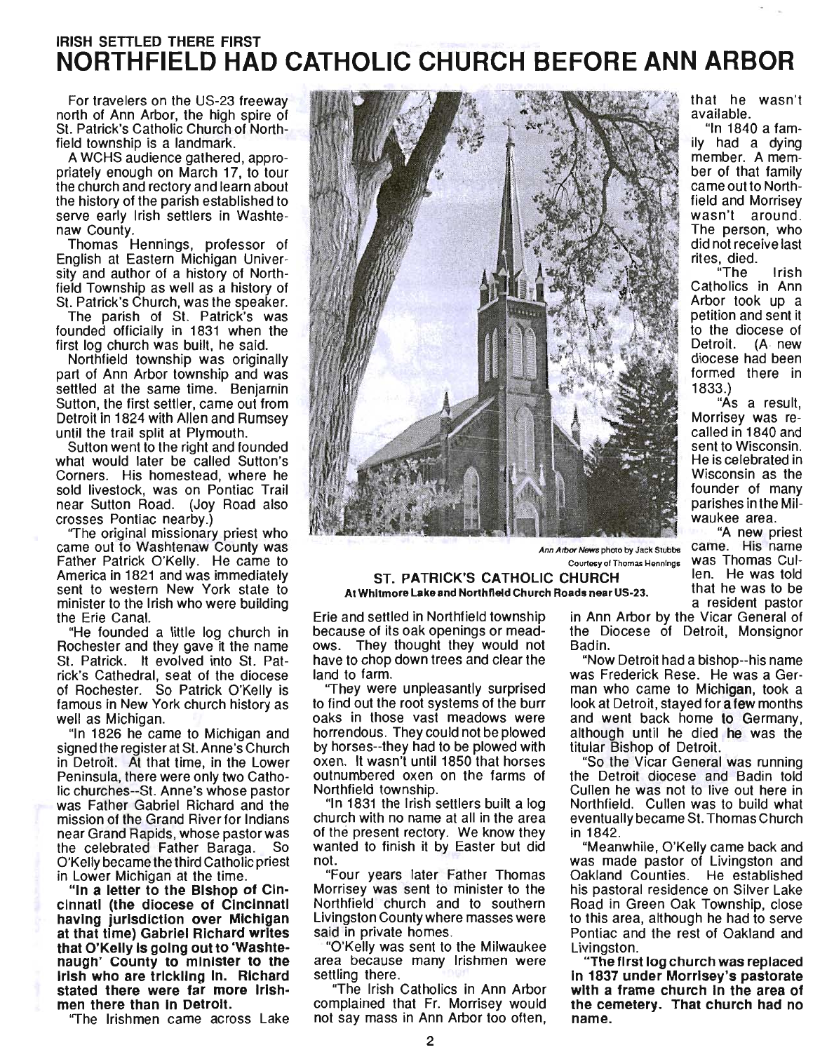**IRISH SETTLED THERE FIRST**

# NORTHFIELD HAD CATHOLIC CHURCH BEFORE ANN ARBOR

For travelers on the US-23 freeway north of Ann Arbor, the high spire of St. Patrick's Catholic Church of Northfield township is a landmark.

A WCHS audience gathered, appropriately enough on March 17, to tour the church and rectory and learn about the history of the parish established to serve early Irish settlers in Washtenaw County.

Thomas Hennings, professor of English at Eastern Michigan University and author of a history of Northfield Township as well as a history of St. Patrick's Church, was the speaker.

The parish of St. Patrick's was founded officially in 1831 when the first log church was built, he said.

Northfield township was originally part of Ann Arbor township and was settled at the same time. Benjamin Sutton, the first settler, came out from Detroit in 1824 with Allen and Rumsey until the trail split at Plymouth.

Sutton went to the right and founded what would later be called Sutton's Corners. His homestead, where he sold livestock, was on Pontiac Trail near Sutton Road. (Joy Road also crosses Pontiac nearby.)

"The original missionary priest who came out to Washtenaw County was Father Patrick O'Kelly. He came to America in 1821 and was immediately sent to western New York state to minister to the Irish who were building the Erie Canal.

"He founded a little log church in Rochester and they gave it the name St. Patrick. It evolved into St. Patrick's Cathedral, seat of the diocese of Rochester. So Patrick O'Kelly is famous in New York church history as well as Michigan.

"In 1826 he came to Michigan and signed the register at St. Anne's Church in Detroit. At that time, in the Lower Peninsula, there were only two Catholic churches--St. Anne's whose pastor was Father Gabriel Richard and the mission of the Grand River for Indians near Grand Rapids, whose pastor was the celebrated Father Baraga. So O'Kelly became the third Catholic priest in Lower Michigan at the time.

**"In a letter to the Bishop of Cincinnati (the diocese of Cincinnati having jurisdiction over Michigan at that time) Gabriel Richard writes that O'Kelly is going out to 'Washtenaugh' County to minister to the Irish who are trickling in. Richard stated there were far more Irishmen there than in Detroit.**

"The Irishmen came across Lake Erie and settled in Northfield township because of its oak openings or meadows. They thought they would not have to chop down trees and clear the land to farm.

"They were unpleasantly surprised to find out the root systems of the burr oaks in those vast meadows were horrendous. They could not be plowed by horses--they had to be plowed with oxen. It wasn't until 1850 that horses outnumbered oxen on the farms of Northfield township.

"In 1831 the Irish settlers built a log church with no name at all in the area of the present rectory. We know they wanted to finish it by Easter but did not.

"Four years later Father Thomas Morrisey was sent to minister to the Northfield church and to southern Livingston County where masses were said in private homes.

"O'Kelly was sent to the Milwaukee area because many Irishmen were settling there.

"The Irish Catholics in Ann Arbor complained that Fr. Morrisey would not say mass in Ann Arbor too often, that he wasn't available.

"In 1840 a family had a dying member. A member of that family came out to Northfield and Morrisey wasn't around. The person, who did not receive last rites, died.

"The Irish Catholics in Ann Arbor took up a petition and sent it to the diocese of Detroit. (A new diocese had been formed there in 1833.)

"As a result, Morrisey was recalled in 1840 and sent to Wisconsin. He is celebrated in Wisconsin as the founder of many parishes in the Milwaukee area.

"A new priest came. His name was Thomas Cullen. He was told that he was to be a resident pastor in Ann Arbor by the Vicar General of the Diocese of Detroit, Monsignor Badin.

"Now Detroit had a bishop--his name was Frederick Rese. He was a German who came to Michigan, took a look at Detroit, stayed for a few months and went back home to Germany, although until he died he was the titular Bishop of Detroit.

"So the Vicar General was running the Detroit diocese and Badin told Cullen he was not to live out here in Northfield. Cullen was to build what eventually became St. Thomas Church in 1842.

"Meanwhile, O'Kelly came back and was made pastor of Livingston and Oakland Counties. He established his pastoral residence on Silver Lake Road in Green Oak Township, close to this area, although he had to serve Pontiac and the rest of Oakland and Livingston.

**"The first log church was replaced in 1837 under Morrisey's pastorate with a frame church in the area of the cemetery. That church had no name.**

*Ann Arbor News* photo by Jack Stubbs
Courtesy of Thomas Hennings

**ST. PATRICK'S CATHOLIC CHURCH**
**At Whitmore Lake and Northfield Church Roads near US-23.**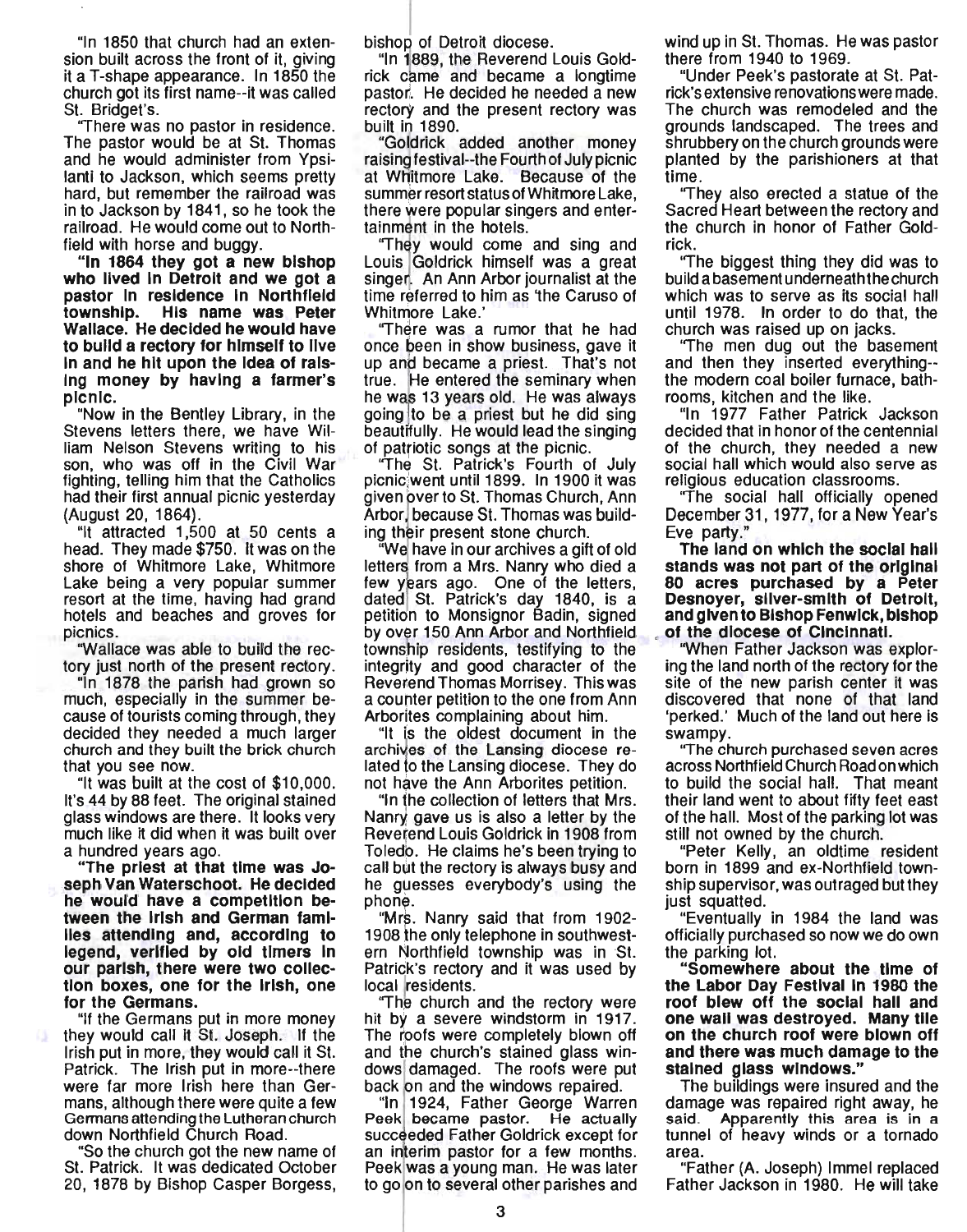"In 1850 that church had an extension built across the front of it, giving it a T-shape appearance. In 1850 the church got its first name--it was called St. Bridget's.

"There was no pastor in residence. The pastor would be at St. Thomas and he would administer from Ypsilanti to Jackson, which seems pretty hard, but remember the railroad was in to Jackson by 1841, so he took the railroad. He would come out to Northfield with horse and buggy.

**"In 1864 they got a new bishop who lived in Detroit and we got a pastor in residence in Northfield township. His name was Peter Wallace. He decided he would have to build a rectory for himself to live in and he hit upon the idea of raising money by having a farmer's picnic.**

"Now in the Bentley Library, in the Stevens letters there, we have William Nelson Stevens writing to his son, who was off in the Civil War fighting, telling him that the Catholics had their first annual picnic yesterday (August 20, 1864).

"It attracted 1,500 at 50 cents a head. They made $750. It was on the shore of Whitmore Lake, Whitmore Lake being a very popular summer resort at the time, having had grand hotels and beaches and groves for picnics.

"Wallace was able to build the rectory just north of the present rectory.

"In 1878 the parish had grown so much, especially in the summer because of tourists coming through, they decided they needed a much larger church and they built the brick church that you see now.

"It was built at the cost of $10,000. It's 44 by 88 feet. The original stained glass windows are there. It looks very much like it did when it was built over a hundred years ago.

**"The priest at that time was Joseph Van Waterschoot. He decided he would have a competition between the Irish and German families attending and, according to legend, verified by old timers in our parish, there were two collection boxes, one for the Irish, one for the Germans.**

"If the Germans put in more money they would call it St. Joseph. If the Irish put in more, they would call it St. Patrick. The Irish put in more--there were far more Irish here than Germans, although there were quite a few Germans attending the Lutheran church down Northfield Church Road.

"So the church got the new name of St. Patrick. It was dedicated October 20, 1878 by Bishop Casper Borgess, bishop of Detroit diocese.

"In 1889, the Reverend Louis Goldrick came and became a longtime pastor. He decided he needed a new rectory and the present rectory was built in 1890.

"Goldrick added another money raising festival--the Fourth of July picnic at Whitmore Lake. Because of the summer resort status of Whitmore Lake, there were popular singers and entertainment in the hotels.

"They would come and sing and Louis Goldrick himself was a great singer. An Ann Arbor journalist at the time referred to him as 'the Caruso of Whitmore Lake.'

"There was a rumor that he had once been in show business, gave it up and became a priest. That's not true. He entered the seminary when he was 13 years old. He was always going to be a priest but he did sing beautifully. He would lead the singing of patriotic songs at the picnic.

"The St. Patrick's Fourth of July picnic went until 1899. In 1900 it was given over to St. Thomas Church, Ann Arbor, because St. Thomas was building their present stone church.

"We have in our archives a gift of old letters from a Mrs. Nanry who died a few years ago. One of the letters, dated St. Patrick's day 1840, is a petition to Monsignor Badin, signed by over 150 Ann Arbor and Northfield township residents, testifying to the integrity and good character of the Reverend Thomas Morrisey. This was a counter petition to the one from Ann Arborites complaining about him.

"It is the oldest document in the archives of the Lansing diocese related to the Lansing diocese. They do not have the Ann Arborites petition.

"In the collection of letters that Mrs. Nanry gave us is also a letter by the Reverend Louis Goldrick in 1908 from Toledo. He claims he's been trying to call but the rectory is always busy and he guesses everybody's using the phone.

"Mrs. Nanry said that from 1902-1908 the only telephone in southwestern Northfield township was in St. Patrick's rectory and it was used by local residents.

"The church and the rectory were hit by a severe windstorm in 1917. The roofs were completely blown off and the church's stained glass windows damaged. The roofs were put back on and the windows repaired.

"In 1924, Father George Warren Peek became pastor. He actually succeeded Father Goldrick except for an interim pastor for a few months. Peek was a young man. He was later to go on to several other parishes and wind up in St. Thomas. He was pastor there from 1940 to 1969.

"Under Peek's pastorate at St. Patrick's extensive renovations were made. The church was remodeled and the grounds landscaped. The trees and shrubbery on the church grounds were planted by the parishioners at that time.

"They also erected a statue of the Sacred Heart between the rectory and the church in honor of Father Goldrick.

"The biggest thing they did was to build a basement underneath the church which was to serve as its social hall until 1978. In order to do that, the church was raised up on jacks.

"The men dug out the basement and then they inserted everything--the modern coal boiler furnace, bathrooms, kitchen and the like.

"In 1977 Father Patrick Jackson decided that in honor of the centennial of the church, they needed a new social hall which would also serve as religious education classrooms.

"The social hall officially opened December 31, 1977, for a New Year's Eve party."

**The land on which the social hall stands was not part of the original 80 acres purchased by a Peter Desnoyer, silver-smith of Detroit, and given to Bishop Fenwick, bishop of the diocese of Cincinnati.**

"When Father Jackson was exploring the land north of the rectory for the site of the new parish center it was discovered that none of that land 'perked.' Much of the land out here is swampy.

"The church purchased seven acres across Northfield Church Road on which to build the social hall. That meant their land went to about fifty feet east of the hall. Most of the parking lot was still not owned by the church.

"Peter Kelly, an oldtime resident born in 1899 and ex-Northfield township supervisor, was outraged but they just squatted.

"Eventually in 1984 the land was officially purchased so now we do own the parking lot.

**"Somewhere about the time of the Labor Day Festival in 1980 the roof blew off the social hall and one wall was destroyed. Many tile on the church roof were blown off and there was much damage to the stained glass windows."**

The buildings were insured and the damage was repaired right away, he said. Apparently this area is in a tunnel of heavy winds or a tornado area.

"Father (A. Joseph) Immel replaced Father Jackson in 1980. He will take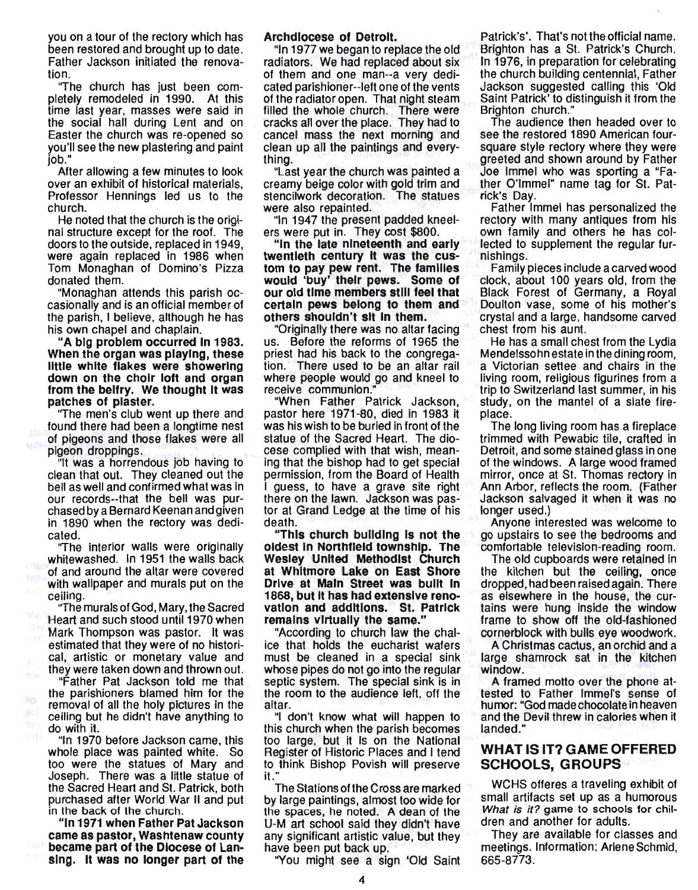you on a tour of the rectory which has been restored and brought up to date. Father Jackson initiated the renovation.

"The church has just been completely remodeled in 1990. At this time last year, masses were said in the social hall during Lent and on Easter the church was re-opened so you'll see the new plastering and paint job."

After allowing a few minutes to look over an exhibit of historical materials, Professor Hennings led us to the church.

He noted that the church is the original structure except for the roof. The doors to the outside, replaced in 1949, were again replaced in 1986 when Tom Monaghan of Domino's Pizza donated them.

"Monaghan attends this parish occasionally and is an official member of the parish, I believe, although he has his own chapel and chaplain.

**"A big problem occurred in 1983. When the organ was playing, these little white flakes were showering down on the choir loft and organ from the belfry. We thought it was patches of plaster.**

"The men's club went up there and found there had been a longtime nest of pigeons and those flakes were all pigeon droppings.

"It was a horrendous job having to clean that out. They cleaned out the bell as well and confirmed what was in our records--that the bell was purchased by a Bernard Keenan and given in 1890 when the rectory was dedicated.

"The interior walls were originally whitewashed. In 1951 the walls back of and around the altar were covered with wallpaper and murals put on the ceiling.

"The murals of God, Mary, the Sacred Heart and such stood until 1970 when Mark Thompson was pastor. It was estimated that they were of no historical, artistic or monetary value and they were taken down and thrown out.

"Father Pat Jackson told me that the parishioners blamed him for the removal of all the holy pictures in the ceiling but he didn't have anything to do with it.

"In 1970 before Jackson came, this whole place was painted white. So too were the statues of Mary and Joseph. There was a little statue of the Sacred Heart and St. Patrick, both purchased after World War II and put in the back of the church.

**"In 1971 when Father Pat Jackson came as pastor, Washtenaw county became part of the Diocese of Lansing. It was no longer part of the Archdiocese of Detroit.**

"In 1977 we began to replace the old radiators. We had replaced about six of them and one man--a very dedicated parishioner--left one of the vents of the radiator open. That night steam filled the whole church. There were cracks all over the place. They had to cancel mass the next morning and clean up all the paintings and everything.

"Last year the church was painted a creamy beige color with gold trim and stencilwork decoration. The statues were also repainted.

"In 1947 the present padded kneelers were put in. They cost $800.

**"In the late nineteenth and early twentieth century it was the custom to pay pew rent. The families would 'buy' their pews. Some of our old time members still feel that certain pews belong to them and others shouldn't sit in them.**

"Originally there was no altar facing us. Before the reforms of 1965 the priest had his back to the congregation. There used to be an altar rail where people would go and kneel to receive communion."

"When Father Patrick Jackson, pastor here 1971-80, died in 1983 it was his wish to be buried in front of the statue of the Sacred Heart. The diocese complied with that wish, meaning that the bishop had to get special permission, from the Board of Health I guess, to have a grave site right there on the lawn. Jackson was pastor at Grand Ledge at the time of his death.

**"This church building is not the oldest in Northfield township. The Wesley United Methodist Church at Whitmore Lake on East Shore Drive at Main Street was built in 1868, but it has had extensive renovation and additions. St. Patrick remains virtually the same."**

"According to church law the chalice that holds the eucharist wafers must be cleaned in a special sink whose pipes do not go into the regular septic system. The special sink is in the room to the audience left, off the altar.

"I don't know what will happen to this church when the parish becomes too large, but it is on the National Register of Historic Places and I tend to think Bishop Povish will preserve it."

The Stations of the Cross are marked by large paintings, almost too wide for the spaces, he noted. A dean of the U-M art school said they didn't have any significant artistic value, but they have been put back up.

"You might see a sign 'Old Saint Patrick's'. That's not the official name. Brighton has a St. Patrick's Church. In 1976, in preparation for celebrating the church building centennial, Father Jackson suggested calling this 'Old Saint Patrick' to distinguish it from the Brighton church."

The audience then headed over to see the restored 1890 American foursquare style rectory where they were greeted and shown around by Father Joe Immel who was sporting a "Father O'Immel" name tag for St. Patrick's Day.

Father Immel has personalized the rectory with many antiques from his own family and others he has collected to supplement the regular furnishings.

Family pieces include a carved wood clock, about 100 years old, from the Black Forest of Germany, a Royal Doulton vase, some of his mother's crystal and a large, handsome carved chest from his aunt.

He has a small chest from the Lydia Mendelssohn estate in the dining room, a Victorian settee and chairs in the living room, religious figurines from a trip to Switzerland last summer, in his study, on the mantel of a slate fireplace.

The long living room has a fireplace trimmed with Pewabic tile, crafted in Detroit, and some stained glass in one of the windows. A large wood framed mirror, once at St. Thomas rectory in Ann Arbor, reflects the room. (Father Jackson salvaged it when it was no longer used.)

Anyone interested was welcome to go upstairs to see the bedrooms and comfortable television-reading room.

The old cupboards were retained in the kitchen but the ceiling, once dropped, had been raised again. There as elsewhere in the house, the curtains were hung inside the window frame to show off the old-fashioned cornerblock with bulls eye woodwork.

A Christmas cactus, an orchid and a large shamrock sat in the kitchen window.

A framed motto over the phone attested to Father Immel's sense of humor: "God made chocolate in heaven and the Devil threw in calories when it landed."

## WHAT IS IT? GAME OFFERED SCHOOLS, GROUPS

WCHS offeres a traveling exhibit of small artifacts set up as a humorous *What is it?* game to schools for children and another for adults.

They are available for classes and meetings. Information: Arlene Schmid, 665-8773.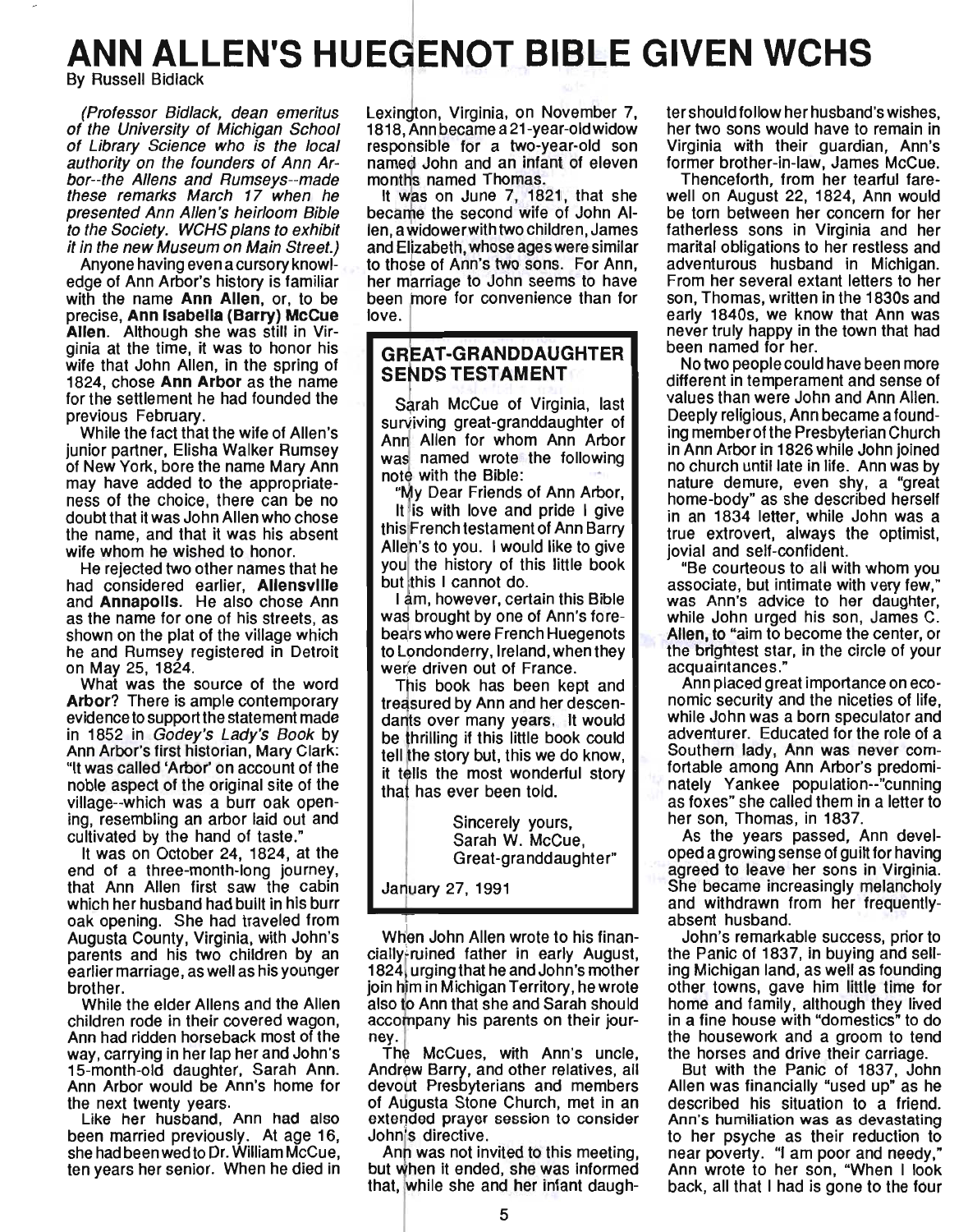# ANN ALLEN'S HUEGENOT BIBLE GIVEN WCHS

By Russell Bidlack

*(Professor Bidlack, dean emeritus of the University of Michigan School of Library Science who is the local authority on the founders of Ann Arbor--the Allens and Rumseys--made these remarks March 17 when he presented Ann Allen's heirloom Bible to the Society. WCHS plans to exhibit it in the new Museum on Main Street.)*

Anyone having even a cursory knowledge of Ann Arbor's history is familiar with the name **Ann Allen**, or, to be precise, **Ann Isabella (Barry) McCue Allen**. Although she was still in Virginia at the time, it was to honor his wife that John Allen, in the spring of 1824, chose **Ann Arbor** as the name for the settlement he had founded the previous February.

While the fact that the wife of Allen's junior partner, Elisha Walker Rumsey of New York, bore the name Mary Ann may have added to the appropriateness of the choice, there can be no doubt that it was John Allen who chose the name, and that it was his absent wife whom he wished to honor.

He rejected two other names that he had considered earlier, **Allensville** and **Annapolis**. He also chose Ann as the name for one of his streets, as shown on the plat of the village which he and Rumsey registered in Detroit on May 25, 1824.

What was the source of the word **Arbor**? There is ample contemporary evidence to support the statement made in 1852 in *Godey's Lady's Book* by Ann Arbor's first historian, Mary Clark: "It was called 'Arbor' on account of the noble aspect of the original site of the village--which was a burr oak opening, resembling an arbor laid out and cultivated by the hand of taste."

It was on October 24, 1824, at the end of a three-month-long journey, that Ann Allen first saw the cabin which her husband had built in his burr oak opening. She had traveled from Augusta County, Virginia, with John's parents and his two children by an earlier marriage, as well as his younger brother.

While the elder Allens and the Allen children rode in their covered wagon, Ann had ridden horseback most of the way, carrying in her lap her and John's 15-month-old daughter, Sarah Ann. Ann Arbor would be Ann's home for the next twenty years.

Like her husband, Ann had also been married previously. At age 16, she had been wed to Dr. William McCue, ten years her senior. When he died in Lexington, Virginia, on November 7, 1818, Ann became a 21-year-old widow responsible for a two-year-old son named John and an infant of eleven months named Thomas.

It was on June 7, 1821, that she became the second wife of John Allen, a widower with two children, James and Elizabeth, whose ages were similar to those of Ann's two sons. For Ann, her marriage to John seems to have been more for convenience than for love.

> ## GREAT-GRANDDAUGHTER SENDS TESTAMENT
>
> Sarah McCue of Virginia, last surviving great-granddaughter of Ann Allen for whom Ann Arbor was named wrote the following note with the Bible:
>
> "My Dear Friends of Ann Arbor,
>
> It is with love and pride I give this French testament of Ann Barry Allen's to you. I would like to give you the history of this little book but this I cannot do.
>
> I am, however, certain this Bible was brought by one of Ann's forebears who were French Huegenots to Londonderry, Ireland, when they were driven out of France.
>
> This book has been kept and treasured by Ann and her descendants over many years. It would be thrilling if this little book could tell the story but, this we do know, it tells the most wonderful story that has ever been told.
>
> Sincerely yours,
> Sarah W. McCue,
> Great-granddaughter"
>
> January 27, 1991

When John Allen wrote to his financially-ruined father in early August, 1824, urging that he and John's mother join him in Michigan Territory, he wrote also to Ann that she and Sarah should accompany his parents on their journey.

The McCues, with Ann's uncle, Andrew Barry, and other relatives, all devout Presbyterians and members of Augusta Stone Church, met in an extended prayer session to consider John's directive.

Ann was not invited to this meeting, but when it ended, she was informed that, while she and her infant daughter should follow her husband's wishes, her two sons would have to remain in Virginia with their guardian, Ann's former brother-in-law, James McCue.

Thenceforth, from her tearful farewell on August 22, 1824, Ann would be torn between her concern for her fatherless sons in Virginia and her marital obligations to her restless and adventurous husband in Michigan. From her several extant letters to her son, Thomas, written in the 1830s and early 1840s, we know that Ann was never truly happy in the town that had been named for her.

No two people could have been more different in temperament and sense of values than were John and Ann Allen. Deeply religious, Ann became a founding member of the Presbyterian Church in Ann Arbor in 1826 while John joined no church until late in life. Ann was by nature demure, even shy, a "great home-body" as she described herself in an 1834 letter, while John was a true extrovert, always the optimist, jovial and self-confident.

"Be courteous to all with whom you associate, but intimate with very few," was Ann's advice to her daughter, while John urged his son, James C. Allen, to "aim to become the center, or the brightest star, in the circle of your acquaintances."

Ann placed great importance on economic security and the niceties of life, while John was a born speculator and adventurer. Educated for the role of a Southern lady, Ann was never comfortable among Ann Arbor's predominately Yankee population--"cunning as foxes" she called them in a letter to her son, Thomas, in 1837.

As the years passed, Ann developed a growing sense of guilt for having agreed to leave her sons in Virginia. She became increasingly melancholy and withdrawn from her frequently-absent husband.

John's remarkable success, prior to the Panic of 1837, in buying and selling Michigan land, as well as founding other towns, gave him little time for home and family, although they lived in a fine house with "domestics" to do the housework and a groom to tend the horses and drive their carriage.

But with the Panic of 1837, John Allen was financially "used up" as he described his situation to a friend. Ann's humiliation was as devastating to her psyche as their reduction to near poverty. "I am poor and needy," Ann wrote to her son, "When I look back, all that I had is gone to the four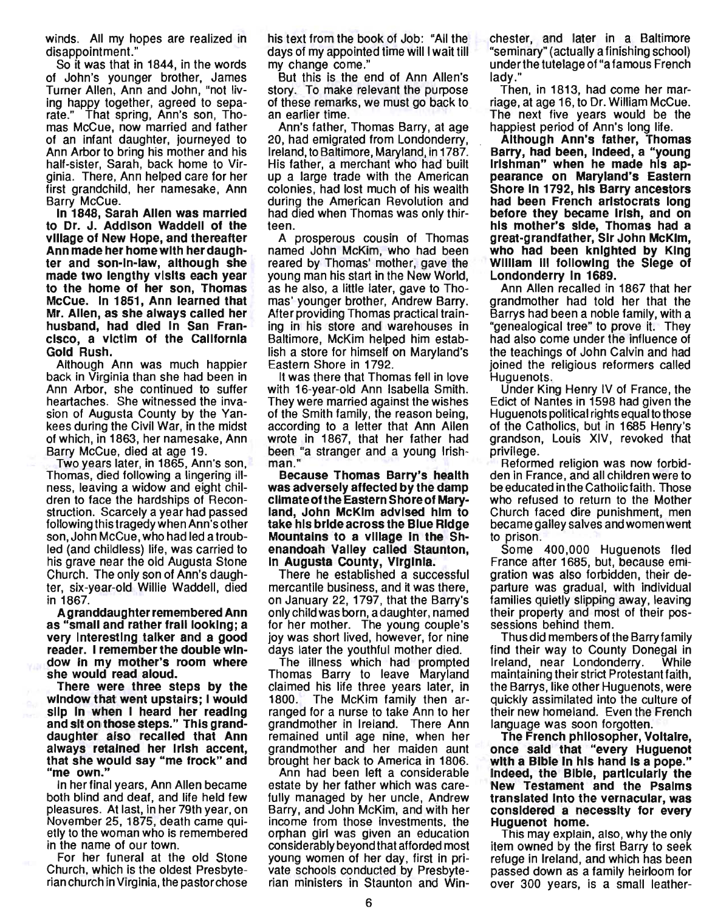winds. All my hopes are realized in disappointment."

So it was that in 1844, in the words of John's younger brother, James Turner Allen, Ann and John, "not living happy together, agreed to separate." That spring, Ann's son, Thomas McCue, now married and father of an infant daughter, journeyed to Ann Arbor to bring his mother and his half-sister, Sarah, back home to Virginia. There, Ann helped care for her first grandchild, her namesake, Ann Barry McCue.

**In 1848, Sarah Allen was married to Dr. J. Addison Waddell of the village of New Hope, and thereafter Ann made her home with her daughter and son-in-law, although she made two lengthy visits each year to the home of her son, Thomas McCue. In 1851, Ann learned that Mr. Allen, as she always called her husband, had died in San Francisco, a victim of the California Gold Rush.**

Although Ann was much happier back in Virginia than she had been in Ann Arbor, she continued to suffer heartaches. She witnessed the invasion of Augusta County by the Yankees during the Civil War, in the midst of which, in 1863, her namesake, Ann Barry McCue, died at age 19.

Two years later, in 1865, Ann's son, Thomas, died following a lingering illness, leaving a widow and eight children to face the hardships of Reconstruction. Scarcely a year had passed following this tragedy when Ann's other son, John McCue, who had led a troubled (and childless) life, was carried to his grave near the old Augusta Stone Church. The only son of Ann's daughter, six-year-old Willie Waddell, died in 1867.

**A granddaughter remembered Ann as "small and rather frail looking; a very interesting talker and a good reader. I remember the double window in my mother's room where she would read aloud.**

**There were three steps by the window that went upstairs; I would slip in when I heard her reading and sit on those steps." This granddaughter also recalled that Ann always retained her Irish accent, that she would say "me frock" and "me own."**

In her final years, Ann Allen became both blind and deaf, and life held few pleasures. At last, in her 79th year, on November 25, 1875, death came quietly to the woman who is remembered in the name of our town.

For her funeral at the old Stone Church, which is the oldest Presbyterian church in Virginia, the pastor chose his text from the book of Job: "All the days of my appointed time will I wait till my change come."

But this is the end of Ann Allen's story. To make relevant the purpose of these remarks, we must go back to an earlier time.

Ann's father, Thomas Barry, at age 20, had emigrated from Londonderry, Ireland, to Baltimore, Maryland, in 1787. His father, a merchant who had built up a large trade with the American colonies, had lost much of his wealth during the American Revolution and had died when Thomas was only thirteen.

A prosperous cousin of Thomas named John McKim, who had been reared by Thomas' mother, gave the young man his start in the New World, as he also, a little later, gave to Thomas' younger brother, Andrew Barry. After providing Thomas practical training in his store and warehouses in Baltimore, McKim helped him establish a store for himself on Maryland's Eastern Shore in 1792.

It was there that Thomas fell in love with 16-year-old Ann Isabella Smith. They were married against the wishes of the Smith family, the reason being, according to a letter that Ann Allen wrote in 1867, that her father had been "a stranger and a young Irishman."

**Because Thomas Barry's health was adversely affected by the damp climate of the Eastern Shore of Maryland, John McKim advised him to take his bride across the Blue Ridge Mountains to a village in the Shenandoah Valley called Staunton, in Augusta County, Virginia.**

There he established a successful mercantile business, and it was there, on January 22, 1797, that the Barry's only child was born, a daughter, named for her mother. The young couple's joy was short lived, however, for nine days later the youthful mother died.

The illness which had prompted Thomas Barry to leave Maryland claimed his life three years later, in 1800. The McKim family then arranged for a nurse to take Ann to her grandmother in Ireland. There Ann remained until age nine, when her grandmother and her maiden aunt brought her back to America in 1806.

Ann had been left a considerable estate by her father which was carefully managed by her uncle, Andrew Barry, and John McKim, and with her income from those investments, the orphan girl was given an education considerably beyond that afforded most young women of her day, first in private schools conducted by Presbyterian ministers in Staunton and Winchester, and later in a Baltimore "seminary" (actually a finishing school) under the tutelage of "a famous French lady."

Then, in 1813, had come her marriage, at age 16, to Dr. William McCue. The next five years would be the happiest period of Ann's long life.

**Although Ann's father, Thomas Barry, had been, indeed, a "young Irishman" when he made his appearance on Maryland's Eastern Shore in 1792, his Barry ancestors had been French aristocrats long before they became Irish, and on his mother's side, Thomas had a great-grandfather, Sir John McKim, who had been knighted by King William III following the Siege of Londonderry in 1689.**

Ann Allen recalled in 1867 that her grandmother had told her that the Barrys had been a noble family, with a "genealogical tree" to prove it. They had also come under the influence of the teachings of John Calvin and had joined the religious reformers called Huguenots.

Under King Henry IV of France, the Edict of Nantes in 1598 had given the Huguenots political rights equal to those of the Catholics, but in 1685 Henry's grandson, Louis XIV, revoked that privilege.

Reformed religion was now forbidden in France, and all children were to be educated in the Catholic faith. Those who refused to return to the Mother Church faced dire punishment, men became galley salves and women went to prison.

Some 400,000 Huguenots fled France after 1685, but, because emigration was also forbidden, their departure was gradual, with individual families quietly slipping away, leaving their property and most of their possessions behind them.

Thus did members of the Barry family find their way to County Donegal in Ireland, near Londonderry. While maintaining their strict Protestant faith, the Barrys, like other Huguenots, were quickly assimilated into the culture of their new homeland. Even the French language was soon forgotten.

**The French philosopher, Voltaire, once said that "every Huguenot with a Bible in his hand is a pope." Indeed, the Bible, particularly the New Testament and the Psalms translated into the vernacular, was considered a necessity for every Huguenot home.**

This may explain, also, why the only item owned by the first Barry to seek refuge in Ireland, and which has been passed down as a family heirloom for over 300 years, is a small leather-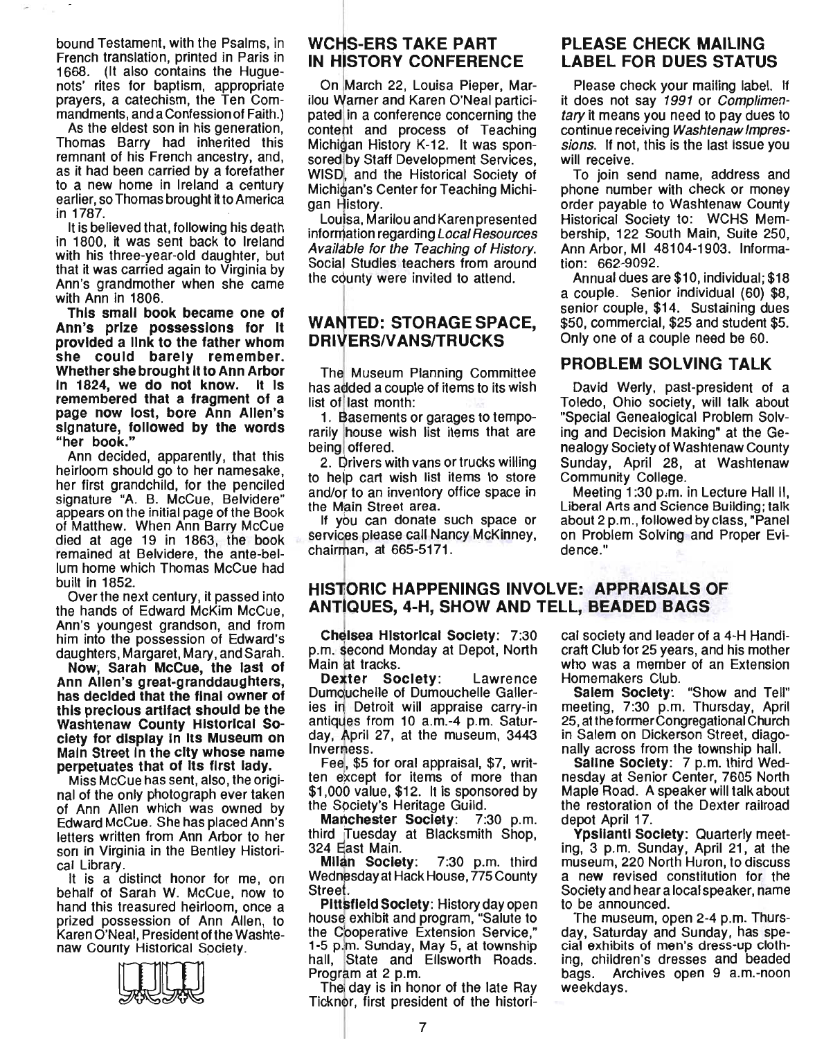bound Testament, with the Psalms, in French translation, printed in Paris in 1668. (It also contains the Huguenots' rites for baptism, appropriate prayers, a catechism, the Ten Commandments, and a Confession of Faith.)

As the eldest son in his generation, Thomas Barry had inherited this remnant of his French ancestry, and, as it had been carried by a forefather to a new home in Ireland a century earlier, so Thomas brought it to America in 1787.

It is believed that, following his death in 1800, it was sent back to Ireland with his three-year-old daughter, but that it was carried again to Virginia by Ann's grandmother when she came with Ann in 1806.

**This small book became one of Ann's prize possessions for it provided a link to the father whom she could barely remember. Whether she brought it to Ann Arbor in 1824, we do not know. It is remembered that a fragment of a page now lost, bore Ann Allen's signature, followed by the words "her book."**

Ann decided, apparently, that this heirloom should go to her namesake, her first grandchild, for the penciled signature "A. B. McCue, Belvidere" appears on the initial page of the Book of Matthew. When Ann Barry McCue died at age 19 in 1863, the book remained at Belvidere, the ante-bellum home which Thomas McCue had built in 1852.

Over the next century, it passed into the hands of Edward McKim McCue, Ann's youngest grandson, and from him into the possession of Edward's daughters, Margaret, Mary, and Sarah.

**Now, Sarah McCue, the last of Ann Allen's great-granddaughters, has decided that the final owner of this precious artifact should be the Washtenaw County Historical Society for display in its Museum on Main Street in the city whose name perpetuates that of its first lady.**

Miss McCue has sent, also, the original of the only photograph ever taken of Ann Allen which was owned by Edward McCue. She has placed Ann's letters written from Ann Arbor to her son in Virginia in the Bentley Historical Library.

It is a distinct honor for me, on behalf of Sarah W. McCue, now to hand this treasured heirloom, once a prized possession of Ann Allen, to Karen O'Neal, President of the Washtenaw County Historical Society.

## WCHS-ERS TAKE PART IN HISTORY CONFERENCE

On March 22, Louisa Pieper, Marilou Warner and Karen O'Neal participated in a conference concerning the content and process of Teaching Michigan History K-12. It was sponsored by Staff Development Services, WISD, and the Historical Society of Michigan's Center for Teaching Michigan History.

Louisa, Marilou and Karen presented information regarding *Local Resources Available for the Teaching of History.* Social Studies teachers from around the county were invited to attend.

## WANTED: STORAGE SPACE, DRIVERS/VANS/TRUCKS

The Museum Planning Committee has added a couple of items to its wish list of last month:

1. Basements or garages to temporarily house wish list items that are being offered.
2. Drivers with vans or trucks willing to help cart wish list items to store and/or to an inventory office space in the Main Street area.

If you can donate such space or services please call Nancy McKinney, chairman, at 665-5171.

## PLEASE CHECK MAILING LABEL FOR DUES STATUS

Please check your mailing label. If it does not say *1991* or *Complimentary* it means you need to pay dues to continue receiving *Washtenaw Impressions.* If not, this is the last issue you will receive.

To join send name, address and phone number with check or money order payable to Washtenaw County Historical Society to: WCHS Membership, 122 South Main, Suite 250, Ann Arbor, MI 48104-1903. Information: 662-9092.

Annual dues are $10, individual; $18 a couple. Senior individual (60) $8, senior couple, $14. Sustaining dues $50, commercial, $25 and student $5. Only one of a couple need be 60.

## PROBLEM SOLVING TALK

David Werly, past-president of a Toledo, Ohio society, will talk about "Special Genealogical Problem Solving and Decision Making" at the Genealogy Society of Washtenaw County Sunday, April 28, at Washtenaw Community College.

Meeting 1:30 p.m. in Lecture Hall II, Liberal Arts and Science Building; talk about 2 p.m., followed by class, "Panel on Problem Solving and Proper Evidence."

## HISTORIC HAPPENINGS INVOLVE: APPRAISALS OF ANTIQUES, 4-H, SHOW AND TELL, BEADED BAGS

**Chelsea Historical Society**: 7:30 p.m. second Monday at Depot, North Main at tracks.

**Dexter Society**: Lawrence Dumouchelle of Dumouchelle Galleries in Detroit will appraise carry-in antiques from 10 a.m.-4 p.m. Saturday, April 27, at the museum, 3443 Inverness.

Fee, $5 for oral appraisal, $7, written except for items of more than $1,000 value, $12. It is sponsored by the Society's Heritage Guild.

**Manchester Society**: 7:30 p.m. third Tuesday at Blacksmith Shop, 324 East Main.

**Milan Society**: 7:30 p.m. third Wednesday at Hack House, 775 County Street.

**Pittsfield Society**: History day open house exhibit and program, "Salute to the Cooperative Extension Service," 1-5 p.m. Sunday, May 5, at township hall, State and Ellsworth Roads. Program at 2 p.m.

The day is in honor of the late Ray Ticknor, first president of the historical society and leader of a 4-H Handicraft Club for 25 years, and his mother who was a member of an Extension Homemakers Club.

**Salem Society**: "Show and Tell" meeting, 7:30 p.m. Thursday, April 25, at the former Congregational Church in Salem on Dickerson Street, diagonally across from the township hall.

**Saline Society**: 7 p.m. third Wednesday at Senior Center, 7605 North Maple Road. A speaker will talk about the restoration of the Dexter railroad depot April 17.

**Ypsilanti Society**: Quarterly meeting, 3 p.m. Sunday, April 21, at the museum, 220 North Huron, to discuss a new revised constitution for the Society and hear a local speaker, name to be announced.

The museum, open 2-4 p.m. Thursday, Saturday and Sunday, has special exhibits of men's dress-up clothing, children's dresses and beaded bags. Archives open 9 a.m.-noon weekdays.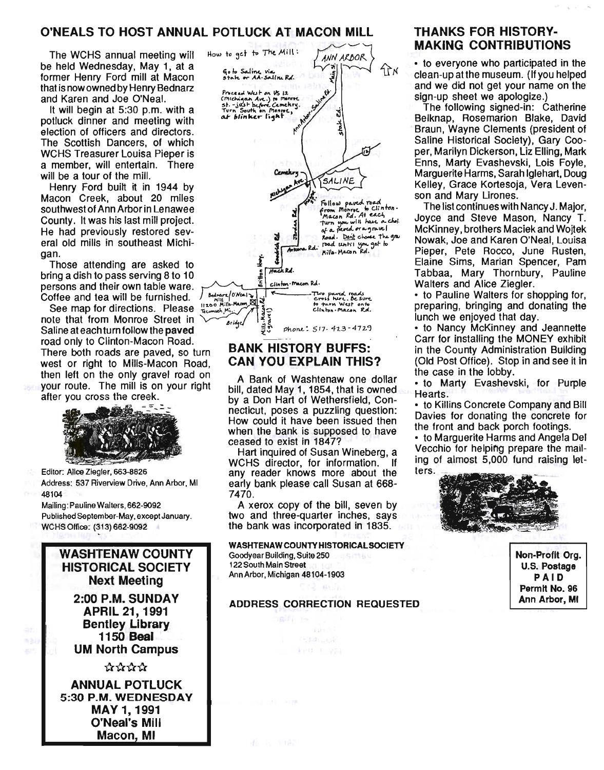## O'NEALS TO HOST ANNUAL POTLUCK AT MACON MILL

The WCHS annual meeting will be held Wednesday, May 1, at a former Henry Ford mill at Macon that is now owned by Henry Bednarz and Karen and Joe O'Neal.

It will begin at 5:30 p.m. with a potluck dinner and meeting with election of officers and directors. The Scottish Dancers, of which WCHS Treasurer Louisa Pieper is a member, will entertain. There will be a tour of the mill.

Henry Ford built it in 1944 by Macon Creek, about 20 miles southwest of Ann Arbor in Lenawee County. It was his last mill project. He had previously restored several old mills in southeast Michigan.

Those attending are asked to bring a dish to pass serving 8 to 10 persons and their own table ware. Coffee and tea will be furnished.

See map for directions. Please note that from Monroe Street in Saline at each turn follow the **paved** road only to Clinton-Macon Road. There both roads are paved, so turn west or right to Mills-Macon Road, then left on the only gravel road on your route. The mill is on your right after you cross the creek.

How to get to The Mill:

Go to Saline via State or AA-Saline Rd.

Proceed West on US 12 (Michigan Ave.) to Monroe St. - just before Cemetery. Turn South on Monroe, at blinker light

Follow paved road from Monroe to Clinton-Macon Rd. At each turn you will have a choice of a paved or a gravel road. Don't choose the gravel road until you get to Mills-Macon Rd.

Two paved roads cross here. Be sure to turn West onto Clinton-Macon Rd.

Bednarz/O'Neal Mill 11200 Mills-Macon Tecumseh, Mi.

Phone: 517-423-4729

ANN ARBOR — SALINE — Cemetery — Michigan Ave. — Ann Arbor-Saline Rd. — State Rd. — Monroe — Moon Rd. — Goodrich Rd. — Arkona Rd. — Britton Hwy. — Hack Rd. — Clinton-Macon Rd. — Mills-Macon Rd. (gravel) — Bridge — N

Editor: Alice Ziegler, 663-8826
Address: 537 Riverview Drive, Ann Arbor, MI 48104
Mailing: Pauline Walters, 662-9092
Published September-May, except January.
WCHS Office: (313) 662-9092

**WASHTENAW COUNTY HISTORICAL SOCIETY**
**Next Meeting**
**2:00 P.M. SUNDAY**
**APRIL 21, 1991**
**Bentley Library**
**1150 Beal**
**UM North Campus**

☆☆☆☆

**ANNUAL POTLUCK**
**5:30 P.M. WEDNESDAY**
**MAY 1, 1991**
**O'Neal's Mill**
**Macon, MI**

## BANK HISTORY BUFFS: CAN YOU EXPLAIN THIS?

A Bank of Washtenaw one dollar bill, dated May 1, 1854, that is owned by a Don Hart of Wethersfield, Connecticut, poses a puzzling question: How could it have been issued then when the bank is supposed to have ceased to exist in 1847?

Hart inquired of Susan Wineberg, a WCHS director, for information. If any reader knows more about the early bank please call Susan at 668-7470.

A xerox copy of the bill, seven by two and three-quarter inches, says the bank was incorporated in 1835.

**WASHTENAW COUNTY HISTORICAL SOCIETY**
Goodyear Building, Suite 250
122 South Main Street
Ann Arbor, Michigan 48104-1903

**ADDRESS CORRECTION REQUESTED**

## THANKS FOR HISTORY-MAKING CONTRIBUTIONS

• to everyone who participated in the clean-up at the museum. (If you helped and we did not get your name on the sign-up sheet we apologize.)

The following signed-in: Catherine Belknap, Rosemarion Blake, David Braun, Wayne Clements (president of Saline Historical Society), Gary Cooper, Marilyn Dickerson, Liz Elling, Mark Enns, Marty Evashevski, Lois Foyle, Marguerite Harms, Sarah Iglehart, Doug Kelley, Grace Kortesoja, Vera Levenson and Mary Lirones.

The list continues with Nancy J. Major, Joyce and Steve Mason, Nancy T. McKinney, brothers Maciek and Wojtek Nowak, Joe and Karen O'Neal, Louisa Pieper, Pete Rocco, June Rusten, Elaine Sims, Marian Spencer, Pam Tabbaa, Mary Thornbury, Pauline Walters and Alice Ziegler.

• to Pauline Walters for shopping for, preparing, bringing and donating the lunch we enjoyed that day.

• to Nancy McKinney and Jeannette Carr for installing the MONEY exhibit in the County Administration Building (Old Post Office). Stop in and see it in the case in the lobby.

• to Marty Evashevski, for Purple Hearts.

• to Killins Concrete Company and Bill Davies for donating the concrete for the front and back porch footings.

• to Marguerite Harms and Angela Del Vecchio for helping prepare the mailing of almost 5,000 fund raising letters.

**Non-Profit Org.**
**U.S. Postage**
**PAID**
**Permit No. 96**
**Ann Arbor, MI**